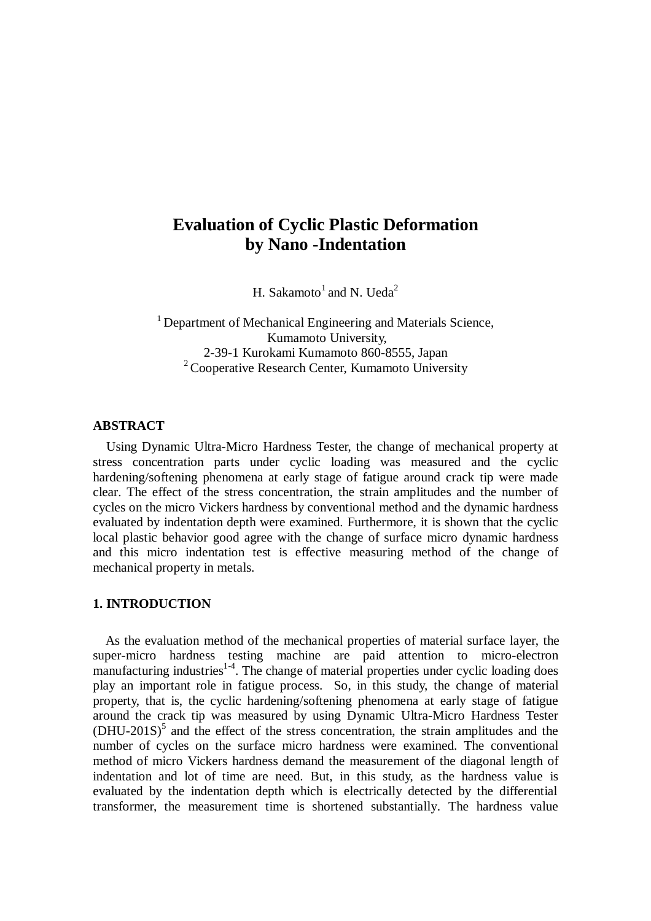# Evaluation of Cyclic Plastic Deformation by Nano -Indentation

H. Sakamoto[1] and N. Ueda[2]

[1] Department of Mechanical Engineering and Materials Science,
Kumamoto University,
2-39-1 Kurokami Kumamoto 860-8555, Japan
[2] Cooperative Research Center, Kumamoto University

## ABSTRACT

Using Dynamic Ultra-Micro Hardness Tester, the change of mechanical property at stress concentration parts under cyclic loading was measured and the cyclic hardening/softening phenomena at early stage of fatigue around crack tip were made clear. The effect of the stress concentration, the strain amplitudes and the number of cycles on the micro Vickers hardness by conventional method and the dynamic hardness evaluated by indentation depth were examined. Furthermore, it is shown that the cyclic local plastic behavior good agree with the change of surface micro dynamic hardness and this micro indentation test is effective measuring method of the change of mechanical property in metals.

## 1. INTRODUCTION

As the evaluation method of the mechanical properties of material surface layer, the super-micro hardness testing machine are paid attention to micro-electron manufacturing industries[1-4]. The change of material properties under cyclic loading does play an important role in fatigue process. So, in this study, the change of material property, that is, the cyclic hardening/softening phenomena at early stage of fatigue around the crack tip was measured by using Dynamic Ultra-Micro Hardness Tester (DHU-201S)[5] and the effect of the stress concentration, the strain amplitudes and the number of cycles on the surface micro hardness were examined. The conventional method of micro Vickers hardness demand the measurement of the diagonal length of indentation and lot of time are need. But, in this study, as the hardness value is evaluated by the indentation depth which is electrically detected by the differential transformer, the measurement time is shortened substantially. The hardness value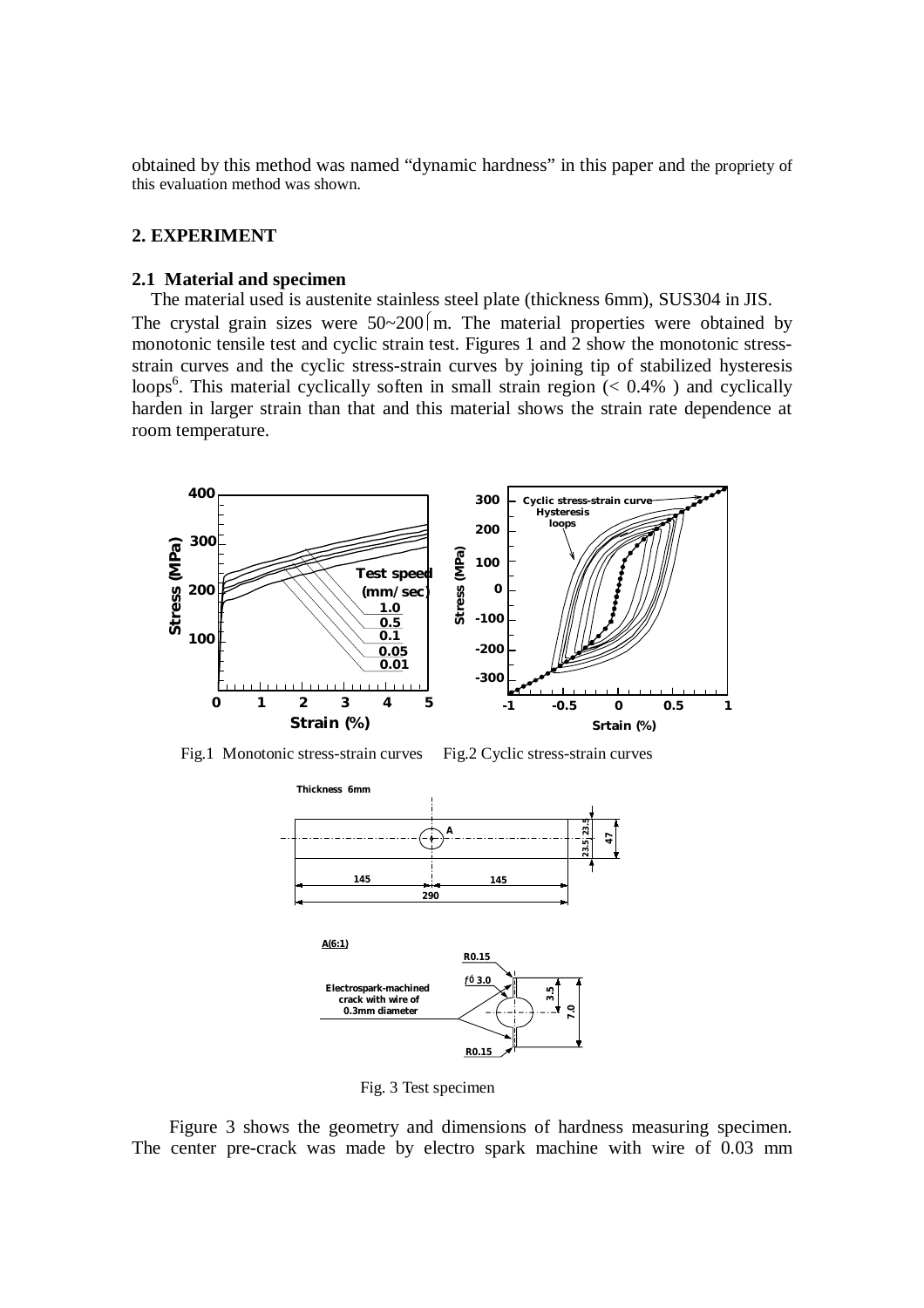obtained by this method was named "dynamic hardness" in this paper and the propriety of this evaluation method was shown.

## 2. EXPERIMENT

### 2.1 Material and specimen

The material used is austenite stainless steel plate (thickness 6mm), SUS304 in JIS. The crystal grain sizes were 50~200μm. The material properties were obtained by monotonic tensile test and cyclic strain test. Figures 1 and 2 show the monotonic stress-strain curves and the cyclic stress-strain curves by joining tip of stabilized hysteresis loops[6]. This material cyclically soften in small strain region (< 0.4% ) and cyclically harden in larger strain than that and this material shows the strain rate dependence at room temperature.

Fig.1 Monotonic stress-strain curves Fig.2 Cyclic stress-strain curves

Fig. 3 Test specimen

Figure 3 shows the geometry and dimensions of hardness measuring specimen. The center pre-crack was made by electro spark machine with wire of 0.03 mm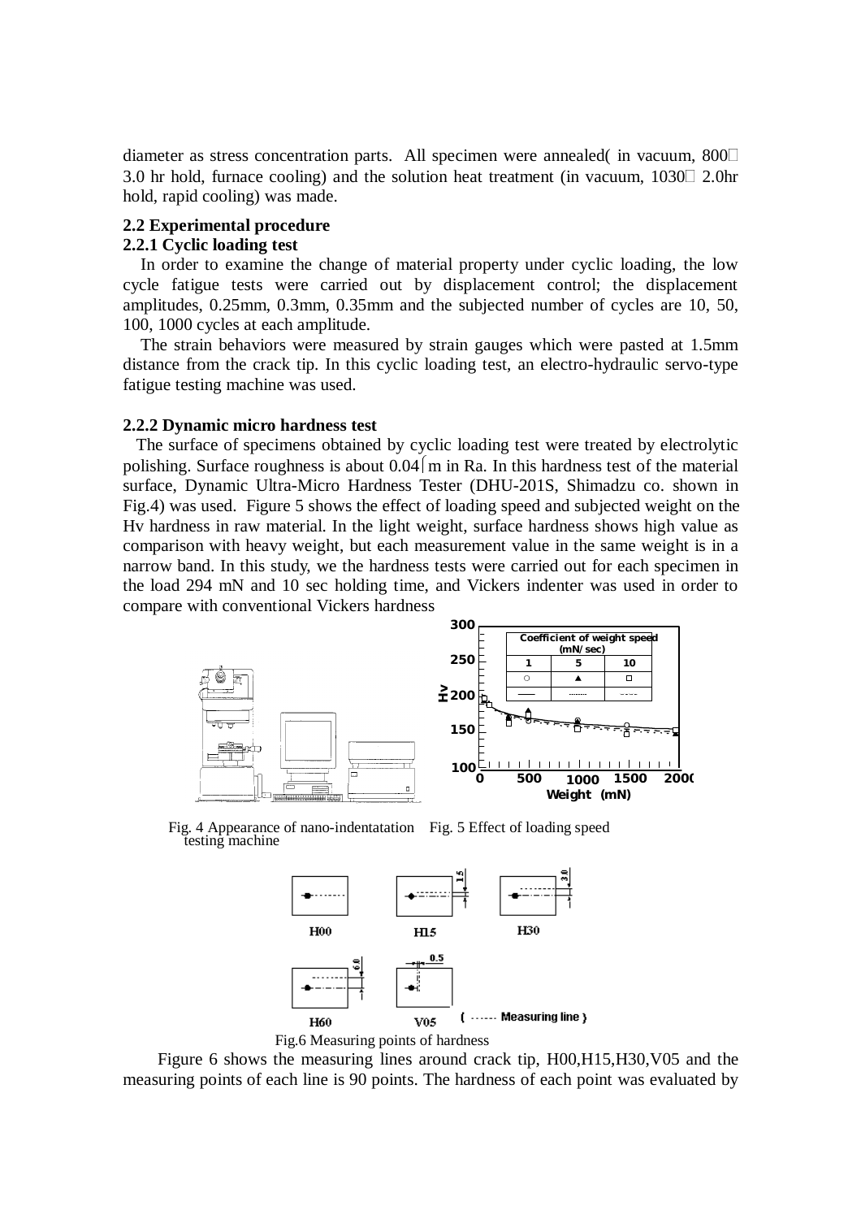diameter as stress concentration parts. All specimen were annealed( in vacuum, 800℃ 3.0 hr hold, furnace cooling) and the solution heat treatment (in vacuum, 1030℃ 2.0hr hold, rapid cooling) was made.

### 2.2 Experimental procedure

#### 2.2.1 Cyclic loading test

In order to examine the change of material property under cyclic loading, the low cycle fatigue tests were carried out by displacement control; the displacement amplitudes, 0.25mm, 0.3mm, 0.35mm and the subjected number of cycles are 10, 50, 100, 1000 cycles at each amplitude.

The strain behaviors were measured by strain gauges which were pasted at 1.5mm distance from the crack tip. In this cyclic loading test, an electro-hydraulic servo-type fatigue testing machine was used.

#### 2.2.2 Dynamic micro hardness test

The surface of specimens obtained by cyclic loading test were treated by electrolytic polishing. Surface roughness is about 0.04μm in Ra. In this hardness test of the material surface, Dynamic Ultra-Micro Hardness Tester (DHU-201S, Shimadzu co. shown in Fig.4) was used. Figure 5 shows the effect of loading speed and subjected weight on the Hv hardness in raw material. In the light weight, surface hardness shows high value as comparison with heavy weight, but each measurement value in the same weight is in a narrow band. In this study, we the hardness tests were carried out for each specimen in the load 294 mN and 10 sec holding time, and Vickers indenter was used in order to compare with conventional Vickers hardness

Fig. 4 Appearance of nano-indentatation testing machine

Fig. 5 Effect of loading speed

Fig.6 Measuring points of hardness

Figure 6 shows the measuring lines around crack tip, H00,H15,H30,V05 and the measuring points of each line is 90 points. The hardness of each point was evaluated by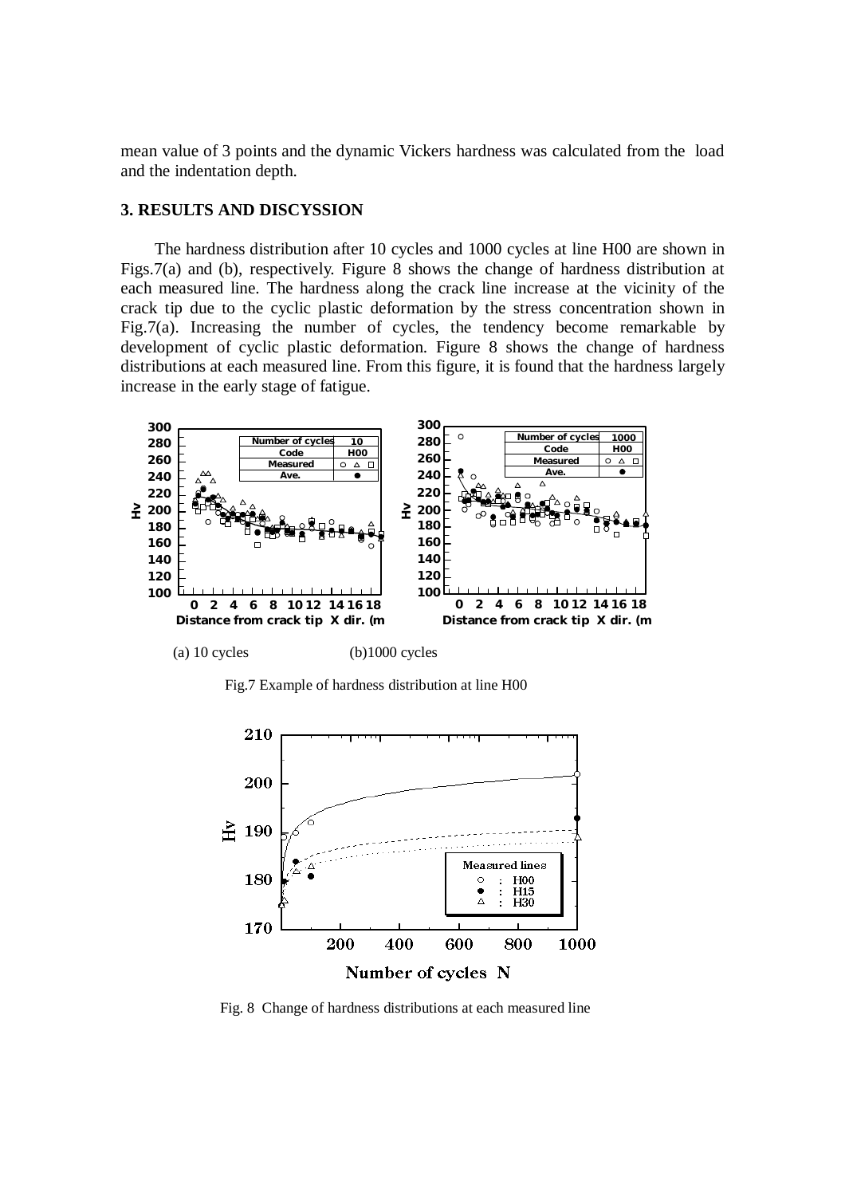mean value of 3 points and the dynamic Vickers hardness was calculated from the load and the indentation depth.

## 3. RESULTS AND DISCYSSION

The hardness distribution after 10 cycles and 1000 cycles at line H00 are shown in Figs.7(a) and (b), respectively. Figure 8 shows the change of hardness distribution at each measured line. The hardness along the crack line increase at the vicinity of the crack tip due to the cyclic plastic deformation by the stress concentration shown in Fig.7(a). Increasing the number of cycles, the tendency become remarkable by development of cyclic plastic deformation. Figure 8 shows the change of hardness distributions at each measured line. From this figure, it is found that the hardness largely increase in the early stage of fatigue.

(a) 10 cycles (b)1000 cycles

Fig.7 Example of hardness distribution at line H00

Fig. 8 Change of hardness distributions at each measured line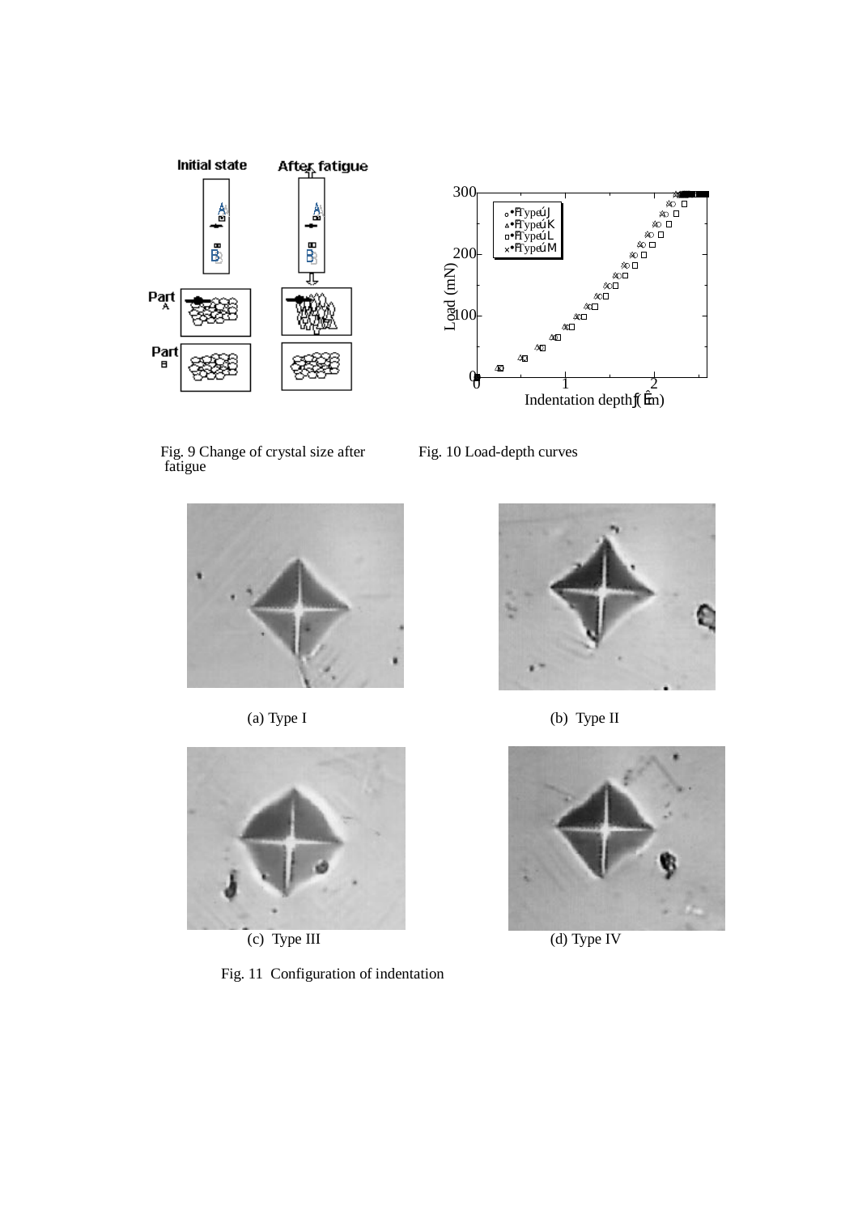Fig. 9 Change of crystal size after fatigue

Fig. 10 Load-depth curves

(a) Type I

(b) Type II

(c) Type III

(d) Type IV

Fig. 11 Configuration of indentation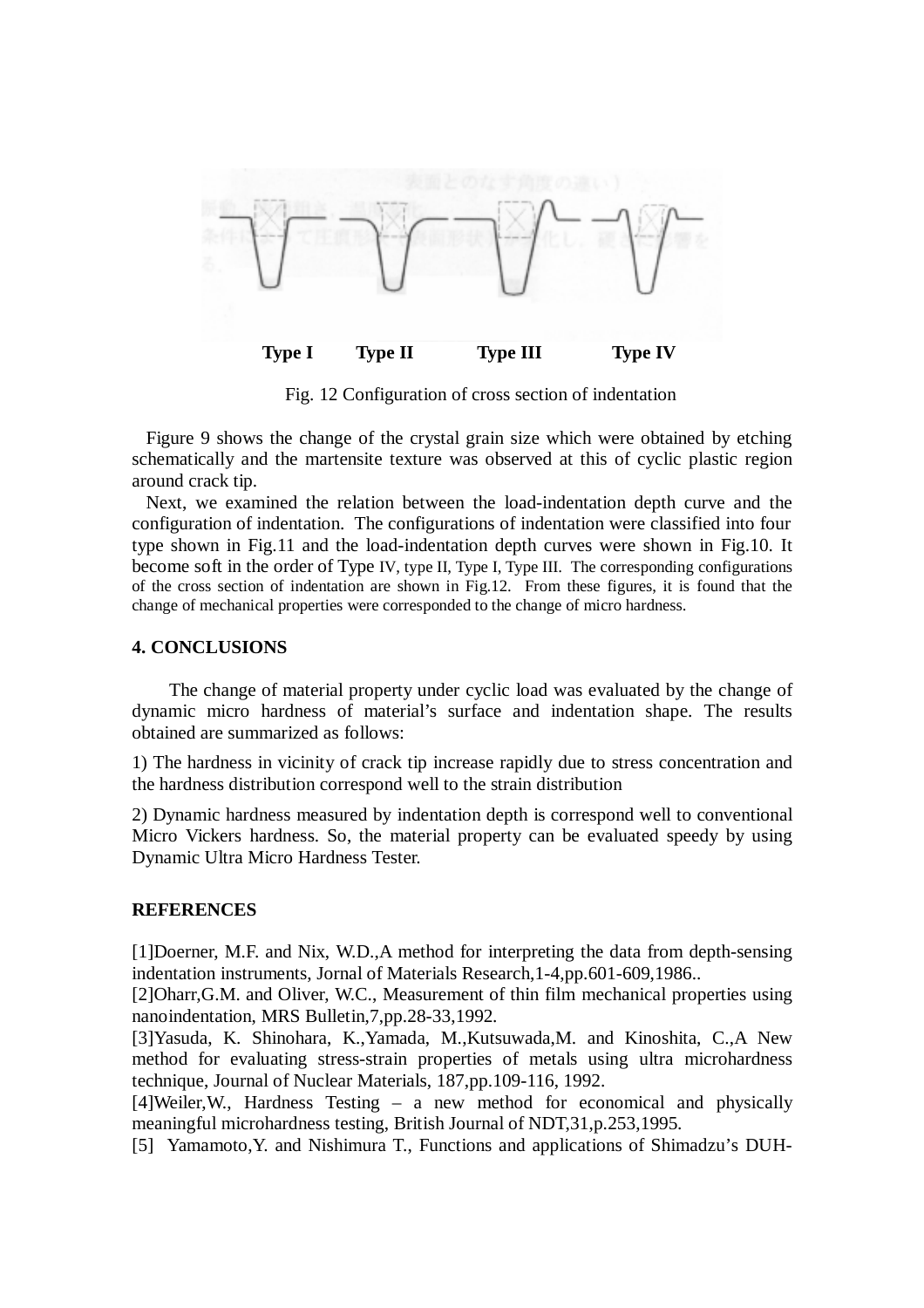Type I Type II Type III Type IV

Fig. 12 Configuration of cross section of indentation

Figure 9 shows the change of the crystal grain size which were obtained by etching schematically and the martensite texture was observed at this of cyclic plastic region around crack tip.

Next, we examined the relation between the load-indentation depth curve and the configuration of indentation. The configurations of indentation were classified into four type shown in Fig.11 and the load-indentation depth curves were shown in Fig.10. It become soft in the order of Type IV, type II, Type I, Type III. The corresponding configurations of the cross section of indentation are shown in Fig.12. From these figures, it is found that the change of mechanical properties were corresponded to the change of micro hardness.

## 4. CONCLUSIONS

The change of material property under cyclic load was evaluated by the change of dynamic micro hardness of material's surface and indentation shape. The results obtained are summarized as follows:

1) The hardness in vicinity of crack tip increase rapidly due to stress concentration and the hardness distribution correspond well to the strain distribution

2) Dynamic hardness measured by indentation depth is correspond well to conventional Micro Vickers hardness. So, the material property can be evaluated speedy by using Dynamic Ultra Micro Hardness Tester.

## REFERENCES

[1]Doerner, M.F. and Nix, W.D.,A method for interpreting the data from depth-sensing indentation instruments, Jornal of Materials Research,1-4,pp.601-609,1986..

[2]Oharr,G.M. and Oliver, W.C., Measurement of thin film mechanical properties using nanoindentation, MRS Bulletin,7,pp.28-33,1992.

[3]Yasuda, K. Shinohara, K.,Yamada, M.,Kutsuwada,M. and Kinoshita, C.,A New method for evaluating stress-strain properties of metals using ultra microhardness technique, Journal of Nuclear Materials, 187,pp.109-116, 1992.

[4]Weiler,W., Hardness Testing – a new method for economical and physically meaningful microhardness testing, British Journal of NDT,31,p.253,1995.

[5] Yamamoto,Y. and Nishimura T., Functions and applications of Shimadzu's DUH-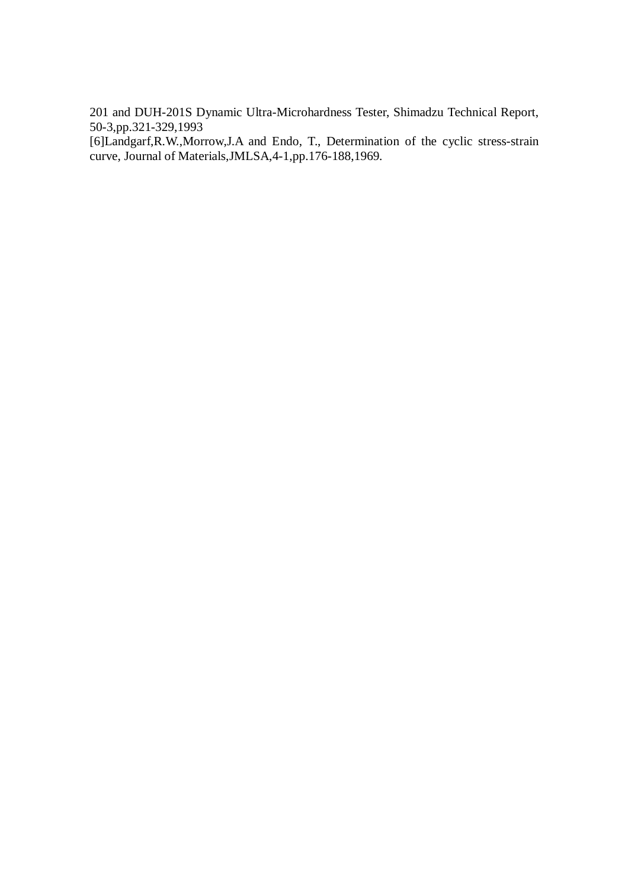201 and DUH-201S Dynamic Ultra-Microhardness Tester, Shimadzu Technical Report, 50-3,pp.321-329,1993

[6]Landgarf,R.W.,Morrow,J.A and Endo, T., Determination of the cyclic stress-strain curve, Journal of Materials,JMLSA,4-1,pp.176-188,1969.